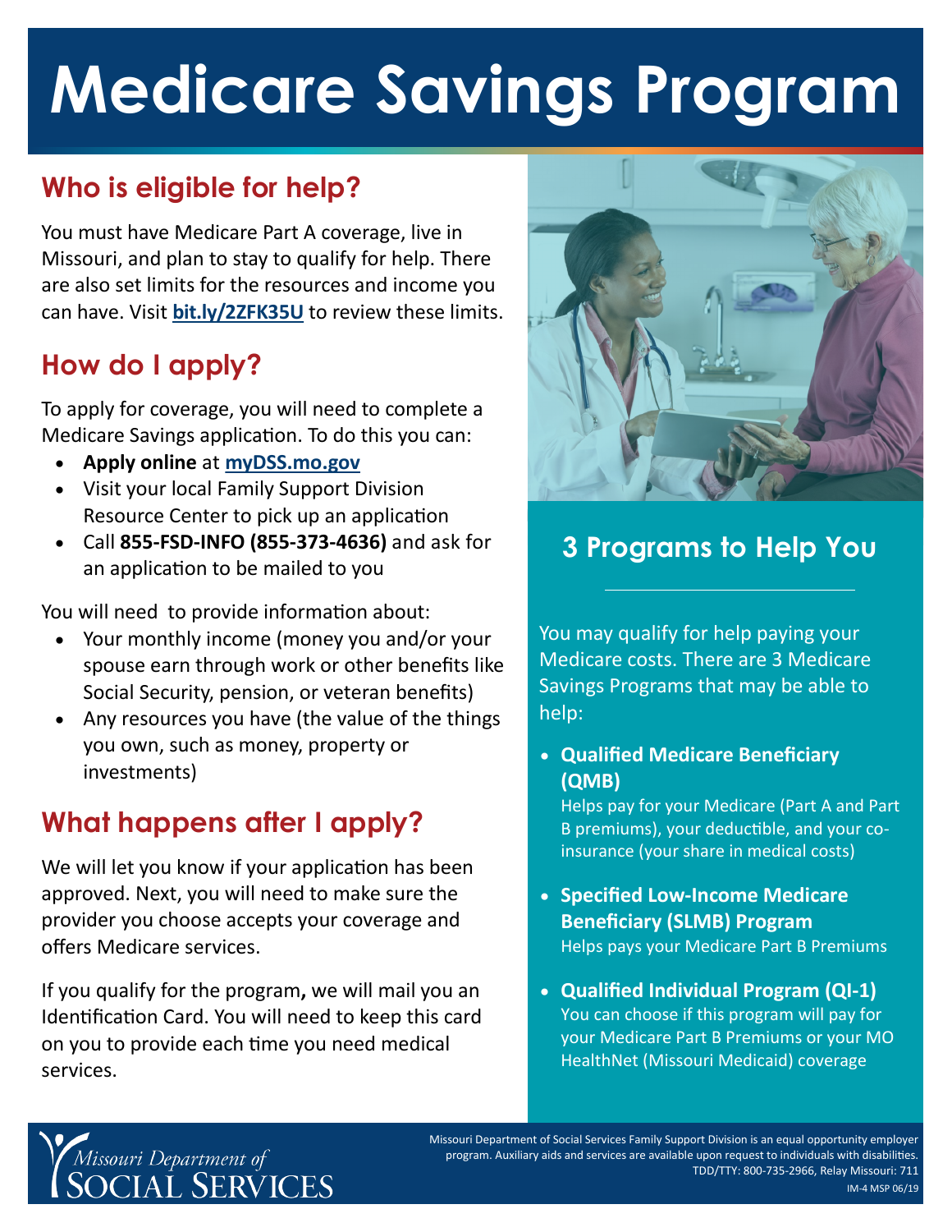# Medicare Savings Program

## Who is eligible for help?

You must have Medicare Part A coverage, live in Missouri, and plan to stay to qualify for help. There are also set limits for the resources and income you can have. Visit **bit.ly/2ZFK35U** to review these limits.

## How do I apply?

To apply for coverage, you will need to complete a Medicare Savings application. To do this you can:

- **Apply online** at **myDSS.mo.gov**
- Visit your local Family Support Division Resource Center to pick up an application
- Call **855-FSD-INFO (855-373-4636)** and ask for an application to be mailed to you

You will need to provide information about:

- Your monthly income (money you and/or your spouse earn through work or other benefits like Social Security, pension, or veteran benefits)
- Any resources you have (the value of the things you own, such as money, property or investments)

## What happens after I apply?

We will let you know if your application has been approved. Next, you will need to make sure the provider you choose accepts your coverage and offers Medicare services.

If you qualify for the program**,** we will mail you an Identification Card. You will need to keep this card on you to provide each time you need medical services.

## 3 Programs to Help You

You may qualify for help paying your Medicare costs. There are 3 Medicare Savings Programs that may be able to help:

- **Qualified Medicare Beneficiary (QMB)**
  Helps pay for your Medicare (Part A and Part B premiums), your deductible, and your co-insurance (your share in medical costs)
- **Specified Low-Income Medicare Beneficiary (SLMB) Program**
  Helps pays your Medicare Part B Premiums
- **Qualified Individual Program (QI-1)**
  You can choose if this program will pay for your Medicare Part B Premiums or your MO HealthNet (Missouri Medicaid) coverage

Missouri Department of Social Services

Missouri Department of Social Services Family Support Division is an equal opportunity employer program. Auxiliary aids and services are available upon request to individuals with disabilities. TDD/TTY: 800-735-2966, Relay Missouri: 711

IM-4 MSP 06/19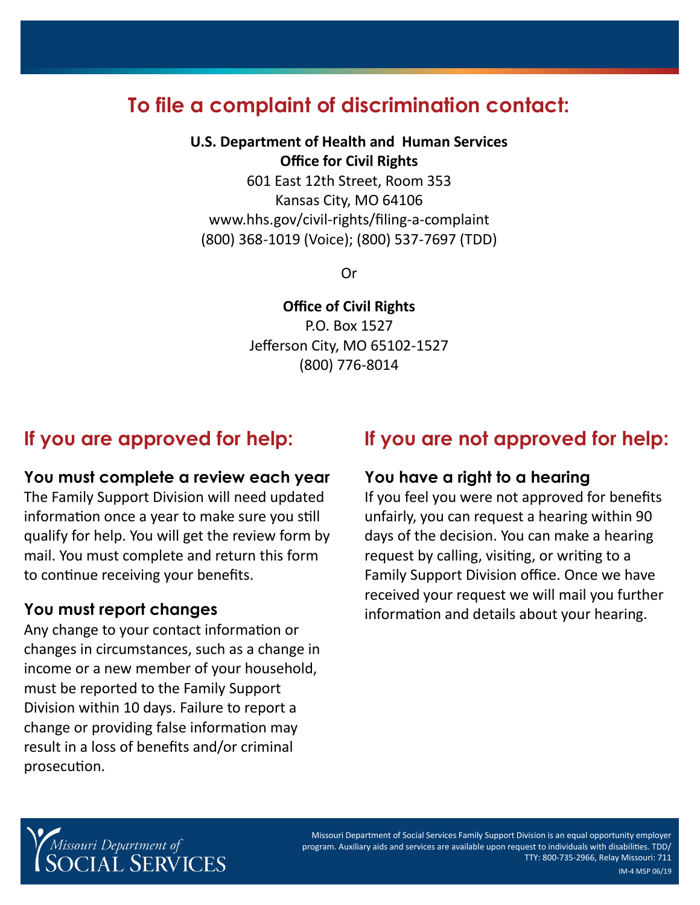## To file a complaint of discrimination contact:

**U.S. Department of Health and Human Services**
**Office for Civil Rights**
601 East 12th Street, Room 353
Kansas City, MO 64106
www.hhs.gov/civil-rights/filing-a-complaint
(800) 368-1019 (Voice); (800) 537-7697 (TDD)

Or

**Office of Civil Rights**
P.O. Box 1527
Jefferson City, MO 65102-1527
(800) 776-8014

## If you are approved for help:

### You must complete a review each year

The Family Support Division will need updated information once a year to make sure you still qualify for help. You will get the review form by mail. You must complete and return this form to continue receiving your benefits.

### You must report changes

Any change to your contact information or changes in circumstances, such as a change in income or a new member of your household, must be reported to the Family Support Division within 10 days. Failure to report a change or providing false information may result in a loss of benefits and/or criminal prosecution.

## If you are not approved for help:

### You have a right to a hearing

If you feel you were not approved for benefits unfairly, you can request a hearing within 90 days of the decision. You can make a hearing request by calling, visiting, or writing to a Family Support Division office. Once we have received your request we will mail you further information and details about your hearing.

Missouri Department of Social Services

Missouri Department of Social Services Family Support Division is an equal opportunity employer program. Auxiliary aids and services are available upon request to individuals with disabilities. TDD/TTY: 800-735-2966, Relay Missouri: 711

IM-4 MSP 06/19